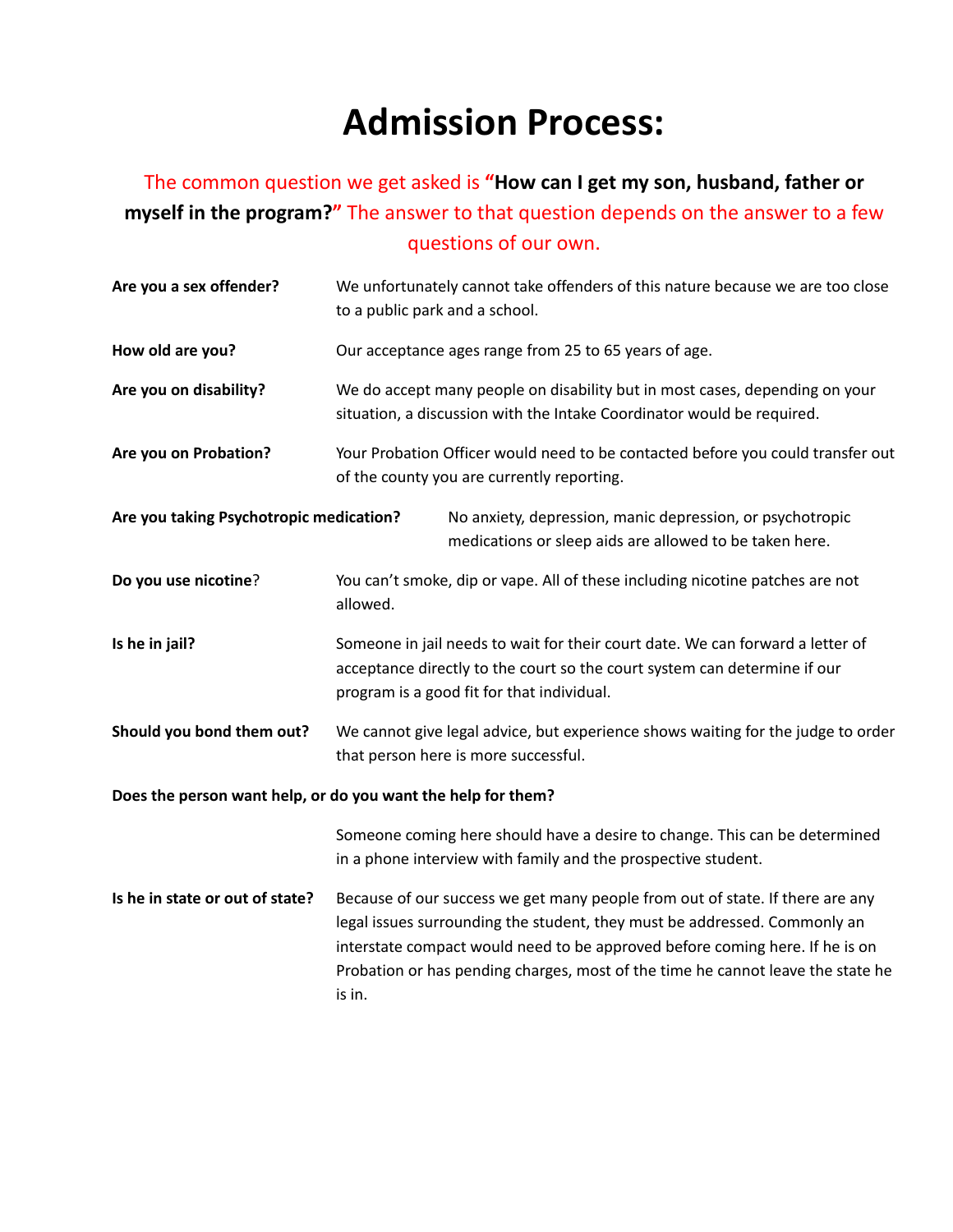# Admission Process:

The common question we get asked is **"How can I get my son, husband, father or myself in the program?"** The answer to that question depends on the answer to a few questions of our own.

**Are you a sex offender?** We unfortunately cannot take offenders of this nature because we are too close to a public park and a school.

**How old are you?** Our acceptance ages range from 25 to 65 years of age.

**Are you on disability?** We do accept many people on disability but in most cases, depending on your situation, a discussion with the Intake Coordinator would be required.

**Are you on Probation?** Your Probation Officer would need to be contacted before you could transfer out of the county you are currently reporting.

**Are you taking Psychotropic medication?** No anxiety, depression, manic depression, or psychotropic medications or sleep aids are allowed to be taken here.

**Do you use nicotine**? You can't smoke, dip or vape. All of these including nicotine patches are not allowed.

**Is he in jail?** Someone in jail needs to wait for their court date. We can forward a letter of acceptance directly to the court so the court system can determine if our program is a good fit for that individual.

**Should you bond them out?** We cannot give legal advice, but experience shows waiting for the judge to order that person here is more successful.

**Does the person want help, or do you want the help for them?**

Someone coming here should have a desire to change. This can be determined in a phone interview with family and the prospective student.

**Is he in state or out of state?** Because of our success we get many people from out of state. If there are any legal issues surrounding the student, they must be addressed. Commonly an interstate compact would need to be approved before coming here. If he is on Probation or has pending charges, most of the time he cannot leave the state he is in.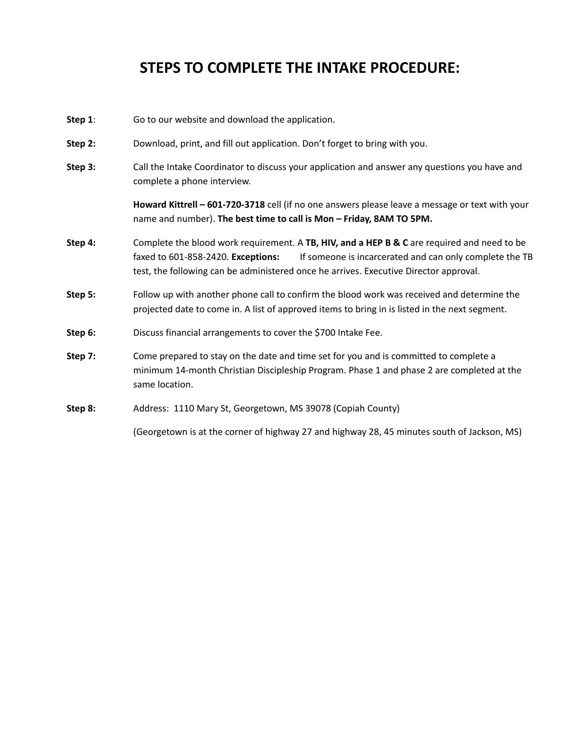# STEPS TO COMPLETE THE INTAKE PROCEDURE:

**Step 1**: Go to our website and download the application.

**Step 2:** Download, print, and fill out application. Don't forget to bring with you.

**Step 3:** Call the Intake Coordinator to discuss your application and answer any questions you have and complete a phone interview.

**Howard Kittrell – 601-720-3718** cell (if no one answers please leave a message or text with your name and number). **The best time to call is Mon – Friday, 8AM TO 5PM.**

**Step 4:** Complete the blood work requirement. A **TB, HIV, and a HEP B & C** are required and need to be faxed to 601-858-2420. **Exceptions:** If someone is incarcerated and can only complete the TB test, the following can be administered once he arrives. Executive Director approval.

**Step 5:** Follow up with another phone call to confirm the blood work was received and determine the projected date to come in. A list of approved items to bring in is listed in the next segment.

**Step 6:** Discuss financial arrangements to cover the $700 Intake Fee.

**Step 7:** Come prepared to stay on the date and time set for you and is committed to complete a minimum 14-month Christian Discipleship Program. Phase 1 and phase 2 are completed at the same location.

**Step 8:** Address: 1110 Mary St, Georgetown, MS 39078 (Copiah County)

(Georgetown is at the corner of highway 27 and highway 28, 45 minutes south of Jackson, MS)